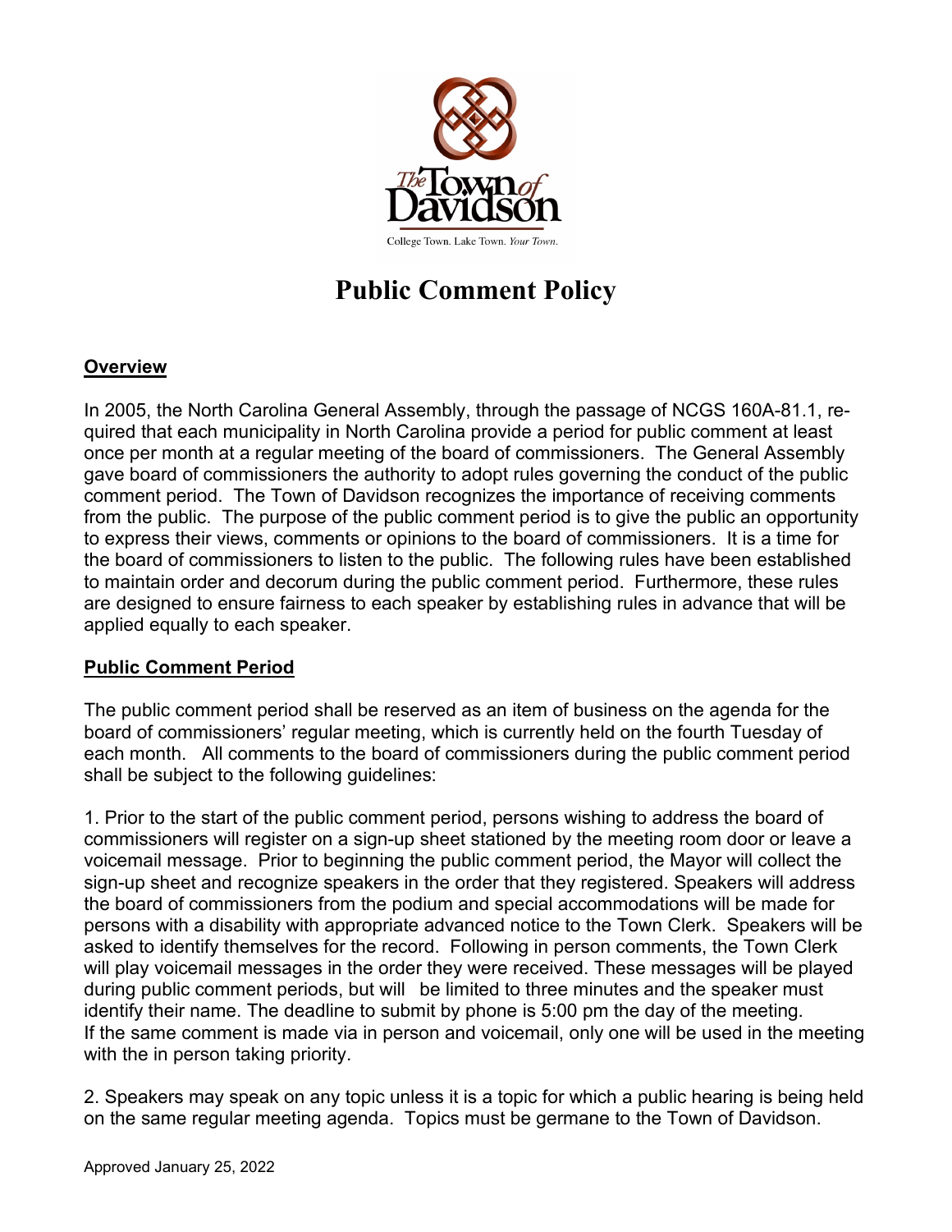# Public Comment Policy

## Overview

In 2005, the North Carolina General Assembly, through the passage of NCGS 160A-81.1, required that each municipality in North Carolina provide a period for public comment at least once per month at a regular meeting of the board of commissioners. The General Assembly gave board of commissioners the authority to adopt rules governing the conduct of the public comment period. The Town of Davidson recognizes the importance of receiving comments from the public. The purpose of the public comment period is to give the public an opportunity to express their views, comments or opinions to the board of commissioners. It is a time for the board of commissioners to listen to the public. The following rules have been established to maintain order and decorum during the public comment period. Furthermore, these rules are designed to ensure fairness to each speaker by establishing rules in advance that will be applied equally to each speaker.

## Public Comment Period

The public comment period shall be reserved as an item of business on the agenda for the board of commissioners' regular meeting, which is currently held on the fourth Tuesday of each month. All comments to the board of commissioners during the public comment period shall be subject to the following guidelines:

1. Prior to the start of the public comment period, persons wishing to address the board of commissioners will register on a sign-up sheet stationed by the meeting room door or leave a voicemail message. Prior to beginning the public comment period, the Mayor will collect the sign-up sheet and recognize speakers in the order that they registered. Speakers will address the board of commissioners from the podium and special accommodations will be made for persons with a disability with appropriate advanced notice to the Town Clerk. Speakers will be asked to identify themselves for the record. Following in person comments, the Town Clerk will play voicemail messages in the order they were received. These messages will be played during public comment periods, but will be limited to three minutes and the speaker must identify their name. The deadline to submit by phone is 5:00 pm the day of the meeting. If the same comment is made via in person and voicemail, only one will be used in the meeting with the in person taking priority.

2. Speakers may speak on any topic unless it is a topic for which a public hearing is being held on the same regular meeting agenda. Topics must be germane to the Town of Davidson.

Approved January 25, 2022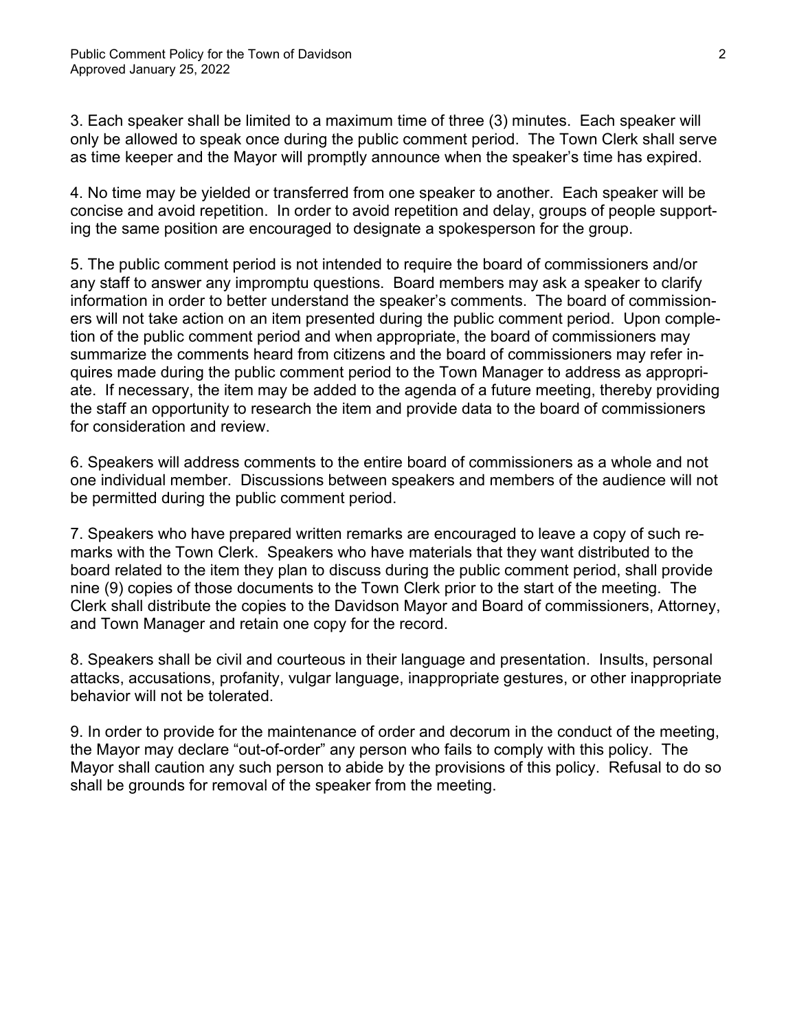3. Each speaker shall be limited to a maximum time of three (3) minutes. Each speaker will only be allowed to speak once during the public comment period. The Town Clerk shall serve as time keeper and the Mayor will promptly announce when the speaker's time has expired.

4. No time may be yielded or transferred from one speaker to another. Each speaker will be concise and avoid repetition. In order to avoid repetition and delay, groups of people supporting the same position are encouraged to designate a spokesperson for the group.

5. The public comment period is not intended to require the board of commissioners and/or any staff to answer any impromptu questions. Board members may ask a speaker to clarify information in order to better understand the speaker's comments. The board of commissioners will not take action on an item presented during the public comment period. Upon completion of the public comment period and when appropriate, the board of commissioners may summarize the comments heard from citizens and the board of commissioners may refer inquires made during the public comment period to the Town Manager to address as appropriate. If necessary, the item may be added to the agenda of a future meeting, thereby providing the staff an opportunity to research the item and provide data to the board of commissioners for consideration and review.

6. Speakers will address comments to the entire board of commissioners as a whole and not one individual member. Discussions between speakers and members of the audience will not be permitted during the public comment period.

7. Speakers who have prepared written remarks are encouraged to leave a copy of such remarks with the Town Clerk. Speakers who have materials that they want distributed to the board related to the item they plan to discuss during the public comment period, shall provide nine (9) copies of those documents to the Town Clerk prior to the start of the meeting. The Clerk shall distribute the copies to the Davidson Mayor and Board of commissioners, Attorney, and Town Manager and retain one copy for the record.

8. Speakers shall be civil and courteous in their language and presentation. Insults, personal attacks, accusations, profanity, vulgar language, inappropriate gestures, or other inappropriate behavior will not be tolerated.

9. In order to provide for the maintenance of order and decorum in the conduct of the meeting, the Mayor may declare "out-of-order" any person who fails to comply with this policy. The Mayor shall caution any such person to abide by the provisions of this policy. Refusal to do so shall be grounds for removal of the speaker from the meeting.